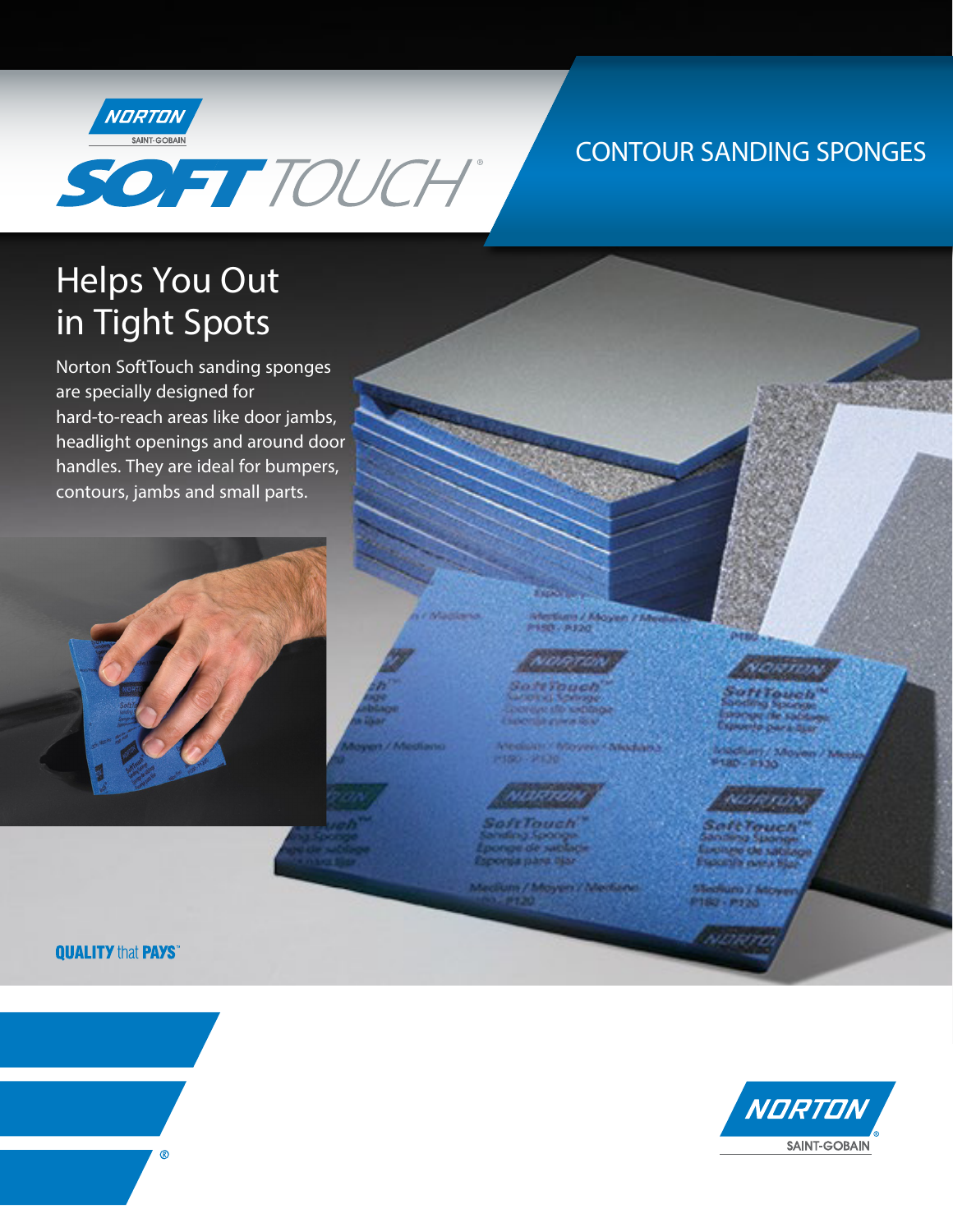NORTON
SAINT-GOBAIN

# SOFTTOUCH®

## CONTOUR SANDING SPONGES

## Helps You Out in Tight Spots

Norton SoftTouch sanding sponges are specially designed for hard-to-reach areas like door jambs, headlight openings and around door handles. They are ideal for bumpers, contours, jambs and small parts.

**QUALITY** that **PAYS**™

NORTON
SAINT-GOBAIN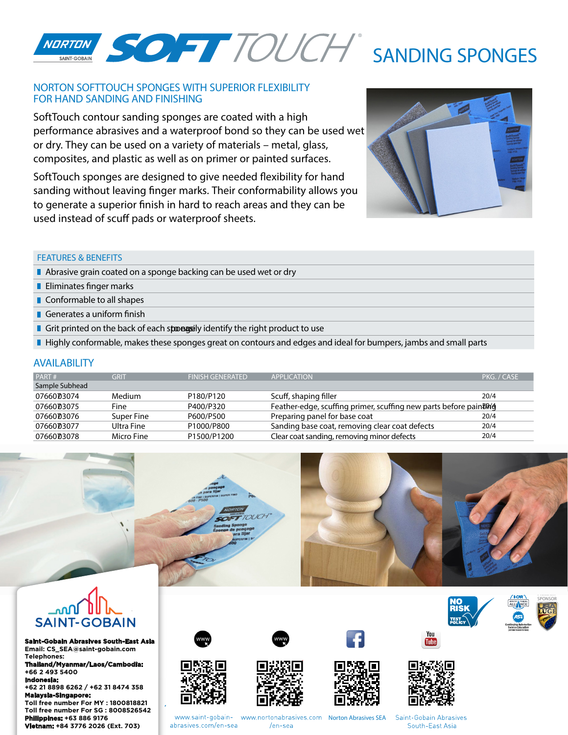# NORTON SOFTTOUCH® SANDING SPONGES

## NORTON SOFTTOUCH SPONGES WITH SUPERIOR FLEXIBILITY FOR HAND SANDING AND FINISHING

SoftTouch contour sanding sponges are coated with a high performance abrasives and a waterproof bond so they can be used wet or dry. They can be used on a variety of materials – metal, glass, composites, and plastic as well as on primer or painted surfaces.

SoftTouch sponges are designed to give needed flexibility for hand sanding without leaving finger marks. Their conformability allows you to generate a superior finish in hard to reach areas and they can be used instead of scuff pads or waterproof sheets.

## FEATURES & BENEFITS

- Abrasive grain coated on a sponge backing can be used wet or dry
- Eliminates finger marks
- Conformable to all shapes
- Generates a uniform finish
- Grit printed on the back of each sponge to easily identify the right product to use
- Highly conformable, makes these sponges great on contours and edges and ideal for bumpers, jambs and small parts

## AVAILABILITY

| PART # | GRIT | FINISH GENERATED | APPLICATION | PKG. / CASE |
|---|---|---|---|---|
| Sample Subhead | | | | |
| 07660703074 | Medium | P180/P120 | Scuff, shaping filler | 20/4 |
| 07660703075 | Fine | P400/P320 | Feather-edge, scuffing primer, scuffing new parts before painting | 20/4 |
| 07660703076 | Super Fine | P600/P500 | Preparing panel for base coat | 20/4 |
| 07660703077 | Ultra Fine | P1000/P800 | Sanding base coat, removing clear coat defects | 20/4 |
| 07660703078 | Micro Fine | P1500/P1200 | Clear coat sanding, removing minor defects | 20/4 |

SAINT-GOBAIN

**Saint-Gobain Abrasives South-East Asia**
Email: CS_SEA@saint-gobain.com
Telephones:
**Thailand/Myanmar/Laos/Cambodia:**
+66 2 493 5400
**Indonesia:**
+62 21 8898 6262 / +62 31 8474 358
**Malaysia-Singapore:**
Toll free number For MY : 1800818821
Toll free number For SG : 8008526542
**Philippines:** +63 886 9176
**Vietnam:** +84 3776 2026 (Ext. 703)

www.saint-gobain-abrasives.com/en-sea

www.nortonabrasives.com/en-sea

Norton Abrasives SEA

Saint-Gobain Abrasives South-East Asia